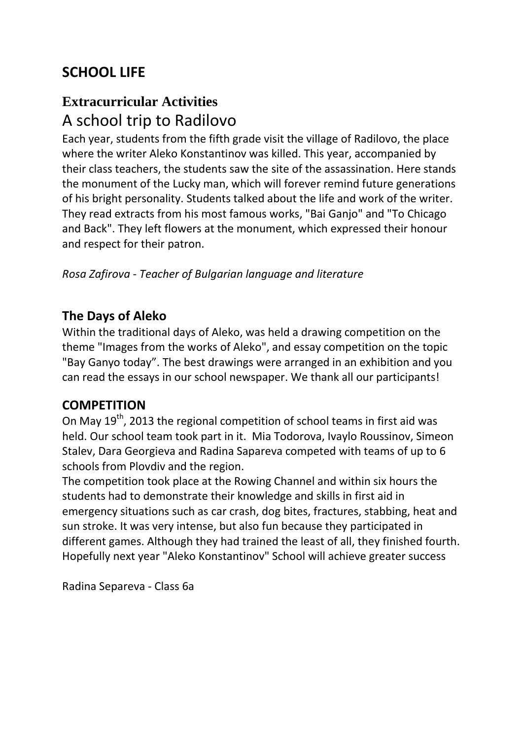# SCHOOL LIFE

## Extracurricular Activities

## A school trip to Radilovo

Each year, students from the fifth grade visit the village of Radilovo, the place where the writer Aleko Konstantinov was killed. This year, accompanied by their class teachers, the students saw the site of the assassination. Here stands the monument of the Lucky man, which will forever remind future generations of his bright personality. Students talked about the life and work of the writer. They read extracts from his most famous works, "Bai Ganjo" and "To Chicago and Back". They left flowers at the monument, which expressed their honour and respect for their patron.

*Rosa Zafirova - Teacher of Bulgarian language and literature*

### The Days of Aleko

Within the traditional days of Aleko, was held a drawing competition on the theme "Images from the works of Aleko", and essay competition on the topic "Bay Ganyo today". The best drawings were arranged in an exhibition and you can read the essays in our school newspaper. We thank all our participants!

### COMPETITION

On May 19th, 2013 the regional competition of school teams in first aid was held. Our school team took part in it. Mia Todorova, Ivaylo Roussinov, Simeon Stalev, Dara Georgieva and Radina Sapareva competed with teams of up to 6 schools from Plovdiv and the region.

The competition took place at the Rowing Channel and within six hours the students had to demonstrate their knowledge and skills in first aid in emergency situations such as car crash, dog bites, fractures, stabbing, heat and sun stroke. It was very intense, but also fun because they participated in different games. Although they had trained the least of all, they finished fourth. Hopefully next year "Aleko Konstantinov" School will achieve greater success

Radina Separeva - Class 6a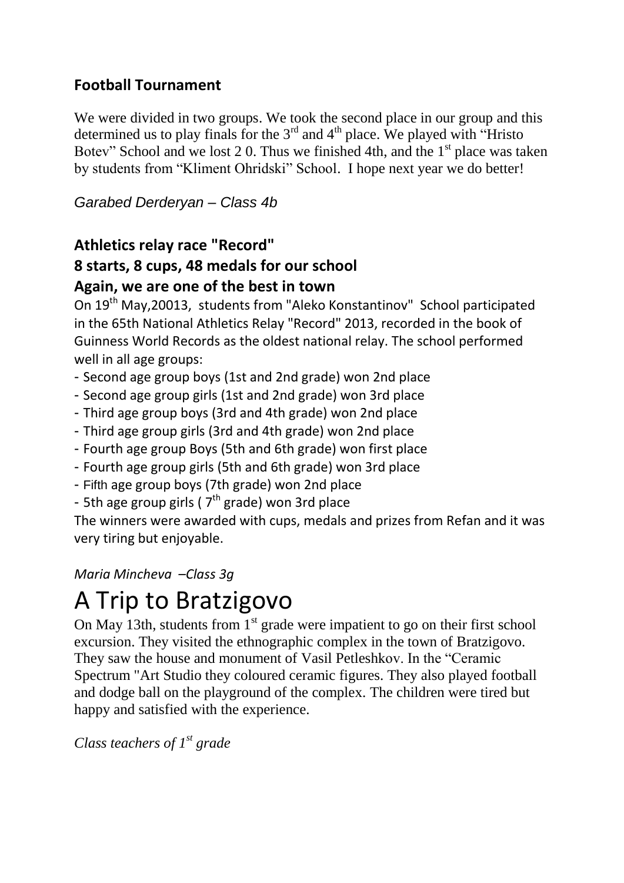### Football Tournament

We were divided in two groups. We took the second place in our group and this determined us to play finals for the 3rd and 4th place. We played with "Hristo Botev" School and we lost 2 0. Thus we finished 4th, and the 1st place was taken by students from "Kliment Ohridski" School. I hope next year we do better!

*Garabed Derderyan – Class 4b*

### Athletics relay race "Record"
### 8 starts, 8 cups, 48 medals for our school
### Again, we are one of the best in town

On 19th May,20013, students from "Aleko Konstantinov" School participated in the 65th National Athletics Relay "Record" 2013, recorded in the book of Guinness World Records as the oldest national relay. The school performed well in all age groups:

- Second age group boys (1st and 2nd grade) won 2nd place
- Second age group girls (1st and 2nd grade) won 3rd place
- Third age group boys (3rd and 4th grade) won 2nd place
- Third age group girls (3rd and 4th grade) won 2nd place
- Fourth age group Boys (5th and 6th grade) won first place
- Fourth age group girls (5th and 6th grade) won 3rd place
- Fifth age group boys (7th grade) won 2nd place
- 5th age group girls ( 7th grade) won 3rd place

The winners were awarded with cups, medals and prizes from Refan and it was very tiring but enjoyable.

*Maria Mincheva –Class 3g*

# A Trip to Bratzigovo

On May 13th, students from 1st grade were impatient to go on their first school excursion. They visited the ethnographic complex in the town of Bratzigovo. They saw the house and monument of Vasil Petleshkov. In the "Ceramic Spectrum "Art Studio they coloured ceramic figures. They also played football and dodge ball on the playground of the complex. The children were tired but happy and satisfied with the experience.

*Class teachers of 1st grade*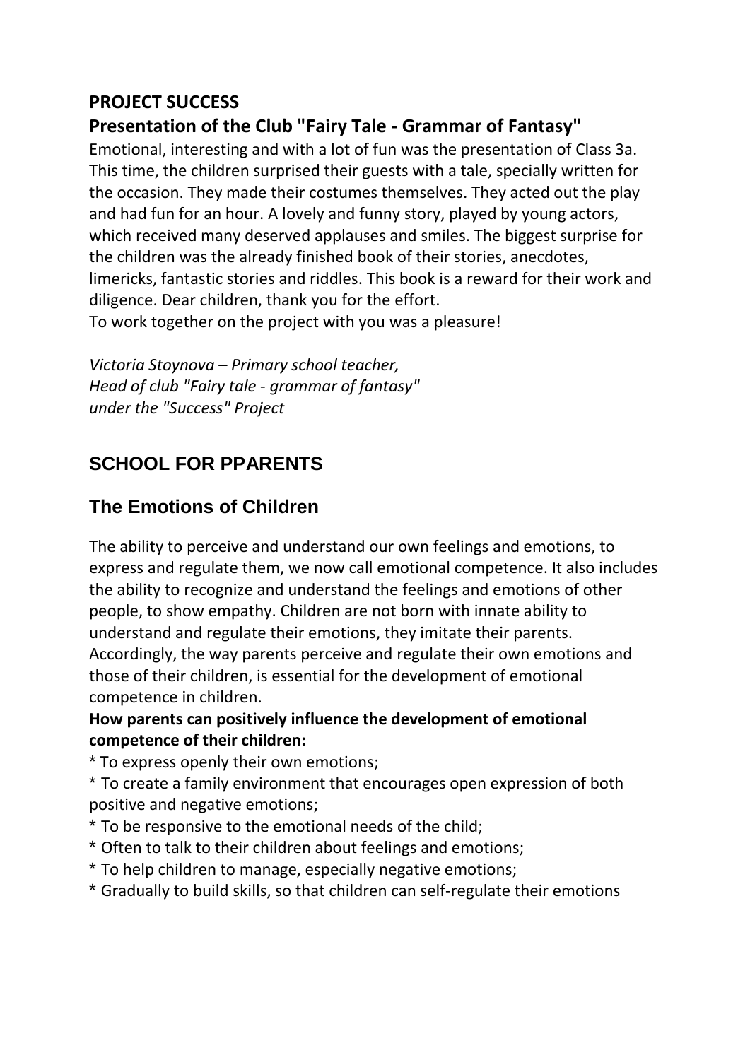## PROJECT SUCCESS

### Presentation of the Club "Fairy Tale - Grammar of Fantasy"

Emotional, interesting and with a lot of fun was the presentation of Class 3a. This time, the children surprised their guests with a tale, specially written for the occasion. They made their costumes themselves. They acted out the play and had fun for an hour. A lovely and funny story, played by young actors, which received many deserved applauses and smiles. The biggest surprise for the children was the already finished book of their stories, anecdotes, limericks, fantastic stories and riddles. This book is a reward for their work and diligence. Dear children, thank you for the effort.
To work together on the project with you was a pleasure!

*Victoria Stoynova – Primary school teacher,*
*Head of club "Fairy tale - grammar of fantasy"*
*under the "Success" Project*

## SCHOOL FOR PPARENTS

## The Emotions of Children

The ability to perceive and understand our own feelings and emotions, to express and regulate them, we now call emotional competence. It also includes the ability to recognize and understand the feelings and emotions of other people, to show empathy. Children are not born with innate ability to understand and regulate their emotions, they imitate their parents. Accordingly, the way parents perceive and regulate their own emotions and those of their children, is essential for the development of emotional competence in children.

**How parents can positively influence the development of emotional competence of their children:**

* To express openly their own emotions;
* To create a family environment that encourages open expression of both positive and negative emotions;
* To be responsive to the emotional needs of the child;
* Often to talk to their children about feelings and emotions;
* To help children to manage, especially negative emotions;
* Gradually to build skills, so that children can self-regulate their emotions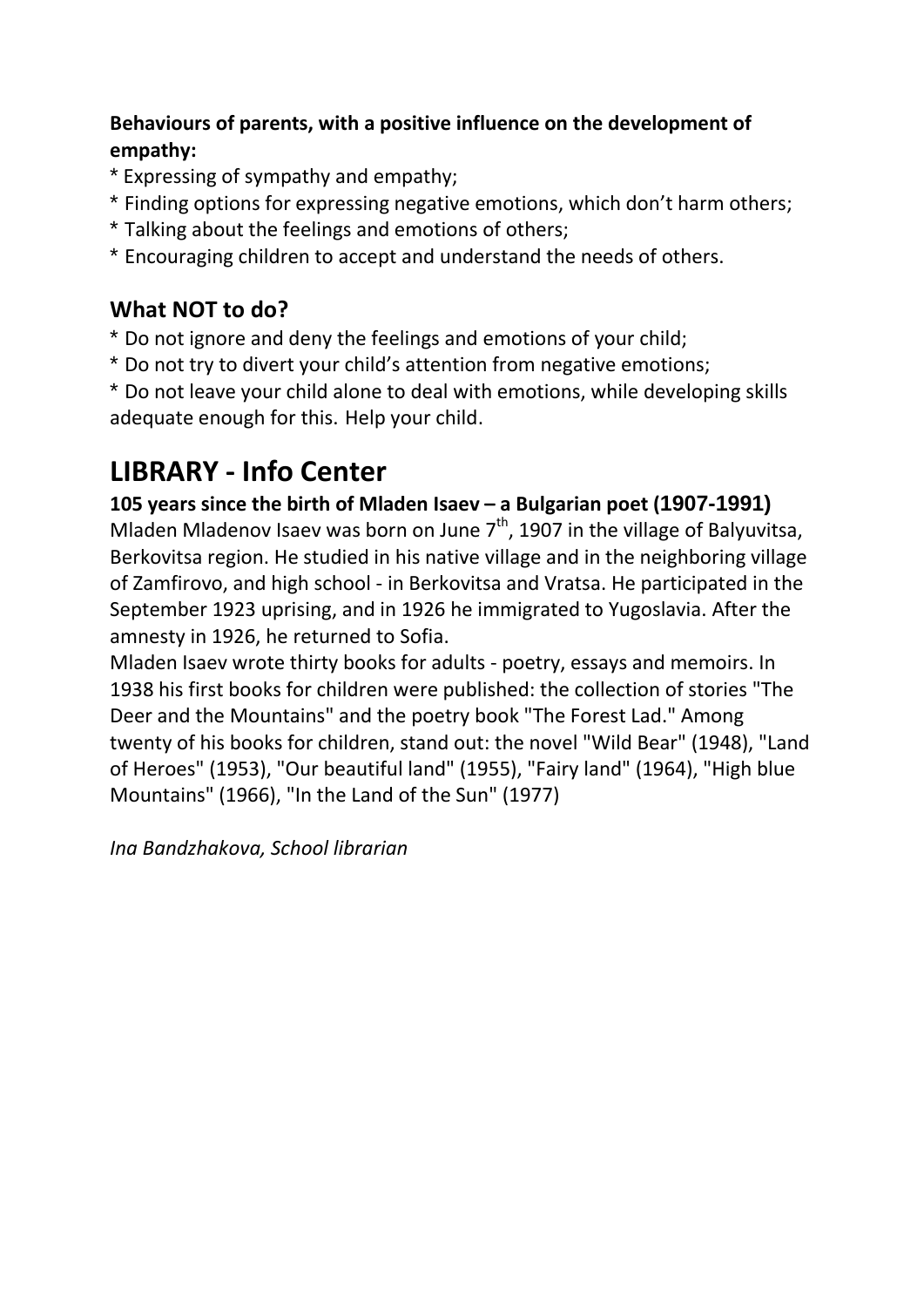**Behaviours of parents, with a positive influence on the development of empathy:**

* Expressing of sympathy and empathy;
* Finding options for expressing negative emotions, which don't harm others;
* Talking about the feelings and emotions of others;
* Encouraging children to accept and understand the needs of others.

## What NOT to do?

* Do not ignore and deny the feelings and emotions of your child;
* Do not try to divert your child's attention from negative emotions;
* Do not leave your child alone to deal with emotions, while developing skills adequate enough for this. Help your child.

# LIBRARY - Info Center

**105 years since the birth of Mladen Isaev – a Bulgarian poet (1907-1991)**

Mladen Mladenov Isaev was born on June 7th, 1907 in the village of Balyuvitsa, Berkovitsa region. He studied in his native village and in the neighboring village of Zamfirovo, and high school - in Berkovitsa and Vratsa. He participated in the September 1923 uprising, and in 1926 he immigrated to Yugoslavia. After the amnesty in 1926, he returned to Sofia.

Mladen Isaev wrote thirty books for adults - poetry, essays and memoirs. In 1938 his first books for children were published: the collection of stories "The Deer and the Mountains" and the poetry book "The Forest Lad." Among twenty of his books for children, stand out: the novel "Wild Bear" (1948), "Land of Heroes" (1953), "Our beautiful land" (1955), "Fairy land" (1964), "High blue Mountains" (1966), "In the Land of the Sun" (1977)

*Ina Bandzhakova, School librarian*